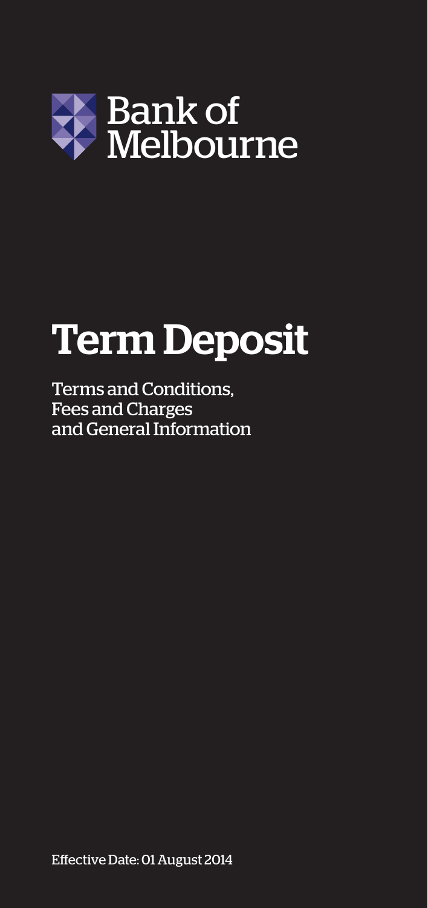Bank of Melbourne

# Term Deposit

Terms and Conditions,
Fees and Charges
and General Information

Effective Date: 01 August 2014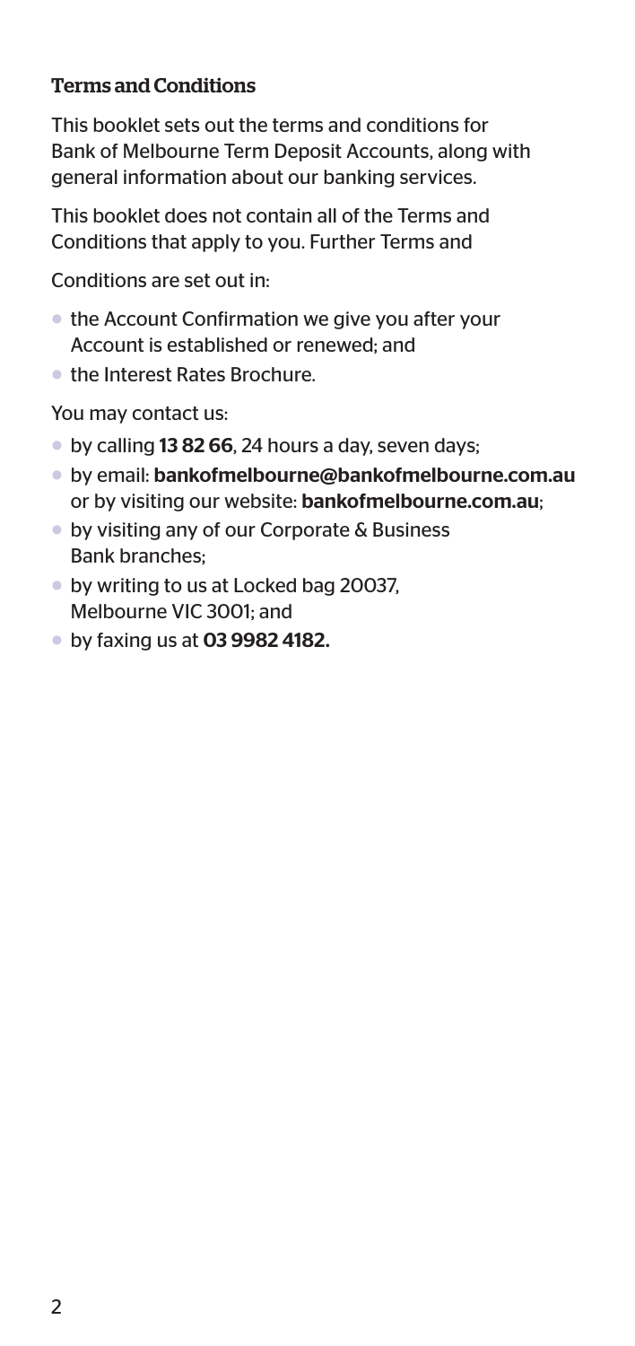## Terms and Conditions

This booklet sets out the terms and conditions for Bank of Melbourne Term Deposit Accounts, along with general information about our banking services.

This booklet does not contain all of the Terms and Conditions that apply to you. Further Terms and Conditions are set out in:

- the Account Confirmation we give you after your Account is established or renewed; and
- the Interest Rates Brochure.

You may contact us:

- by calling **13 82 66**, 24 hours a day, seven days;
- by email: **bankofmelbourne@bankofmelbourne.com.au** or by visiting our website: **bankofmelbourne.com.au**;
- by visiting any of our Corporate & Business Bank branches;
- by writing to us at Locked bag 20037, Melbourne VIC 3001; and
- by faxing us at **03 9982 4182.**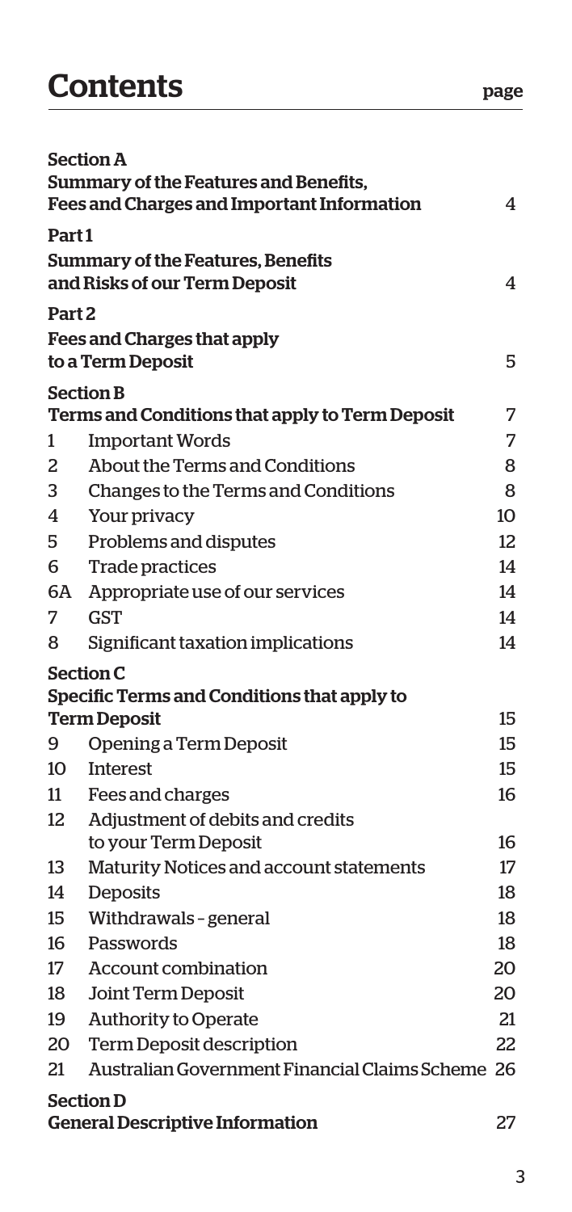# Contents

| | | page |
|---|---|---|
| **Section A** | | |
| **Summary of the Features and Benefits, Fees and Charges and Important Information** | | 4 |
| **Part 1** | | |
| **Summary of the Features, Benefits and Risks of our Term Deposit** | | 4 |
| **Part 2** | | |
| **Fees and Charges that apply to a Term Deposit** | | 5 |
| **Section B** | | |
| **Terms and Conditions that apply to Term Deposit** | | 7 |
| 1 | Important Words | 7 |
| 2 | About the Terms and Conditions | 8 |
| 3 | Changes to the Terms and Conditions | 8 |
| 4 | Your privacy | 10 |
| 5 | Problems and disputes | 12 |
| 6 | Trade practices | 14 |
| 6A | Appropriate use of our services | 14 |
| 7 | GST | 14 |
| 8 | Significant taxation implications | 14 |
| **Section C** | | |
| **Specific Terms and Conditions that apply to Term Deposit** | | 15 |
| 9 | Opening a Term Deposit | 15 |
| 10 | Interest | 15 |
| 11 | Fees and charges | 16 |
| 12 | Adjustment of debits and credits to your Term Deposit | 16 |
| 13 | Maturity Notices and account statements | 17 |
| 14 | Deposits | 18 |
| 15 | Withdrawals - general | 18 |
| 16 | Passwords | 18 |
| 17 | Account combination | 20 |
| 18 | Joint Term Deposit | 20 |
| 19 | Authority to Operate | 21 |
| 20 | Term Deposit description | 22 |
| 21 | Australian Government Financial Claims Scheme | 26 |
| **Section D** | | |
| **General Descriptive Information** | | 27 |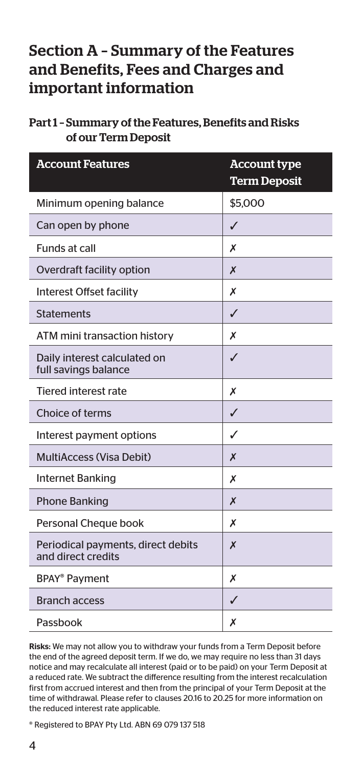# Section A – Summary of the Features and Benefits, Fees and Charges and important information

## Part 1 – Summary of the Features, Benefits and Risks of our Term Deposit

| Account Features | Account type Term Deposit |
|---|---|
| Minimum opening balance | $5,000 |
| Can open by phone | ✓ |
| Funds at call | ✗ |
| Overdraft facility option | ✗ |
| Interest Offset facility | ✗ |
| Statements | ✓ |
| ATM mini transaction history | ✗ |
| Daily interest calculated on full savings balance | ✓ |
| Tiered interest rate | ✗ |
| Choice of terms | ✓ |
| Interest payment options | ✓ |
| MultiAccess (Visa Debit) | ✗ |
| Internet Banking | ✗ |
| Phone Banking | ✗ |
| Personal Cheque book | ✗ |
| Periodical payments, direct debits and direct credits | ✗ |
| BPAY® Payment | ✗ |
| Branch access | ✓ |
| Passbook | ✗ |

**Risks:** We may not allow you to withdraw your funds from a Term Deposit before the end of the agreed deposit term. If we do, we may require no less than 31 days notice and may recalculate all interest (paid or to be paid) on your Term Deposit at a reduced rate. We subtract the difference resulting from the interest recalculation first from accrued interest and then from the principal of your Term Deposit at the time of withdrawal. Please refer to clauses 20.16 to 20.25 for more information on the reduced interest rate applicable.

® Registered to BPAY Pty Ltd. ABN 69 079 137 518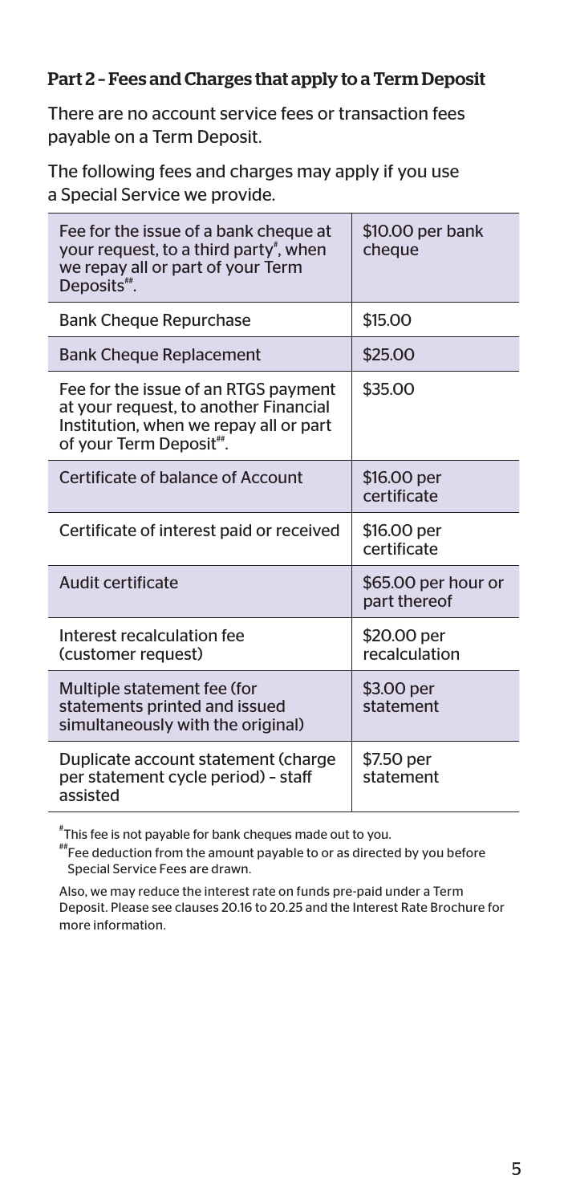## Part 2 – Fees and Charges that apply to a Term Deposit

There are no account service fees or transaction fees payable on a Term Deposit.

The following fees and charges may apply if you use a Special Service we provide.

| | |
|---|---|
| Fee for the issue of a bank cheque at your request, to a third party#, when we repay all or part of your Term Deposits##. | $10.00 per bank cheque |
| Bank Cheque Repurchase | $15.00 |
| Bank Cheque Replacement | $25.00 |
| Fee for the issue of an RTGS payment at your request, to another Financial Institution, when we repay all or part of your Term Deposit##. | $35.00 |
| Certificate of balance of Account | $16.00 per certificate |
| Certificate of interest paid or received | $16.00 per certificate |
| Audit certificate | $65.00 per hour or part thereof |
| Interest recalculation fee (customer request) | $20.00 per recalculation |
| Multiple statement fee (for statements printed and issued simultaneously with the original) | $3.00 per statement |
| Duplicate account statement (charge per statement cycle period) – staff assisted | $7.50 per statement |

#This fee is not payable for bank cheques made out to you.

##Fee deduction from the amount payable to or as directed by you before Special Service Fees are drawn.

Also, we may reduce the interest rate on funds pre-paid under a Term Deposit. Please see clauses 20.16 to 20.25 and the Interest Rate Brochure for more information.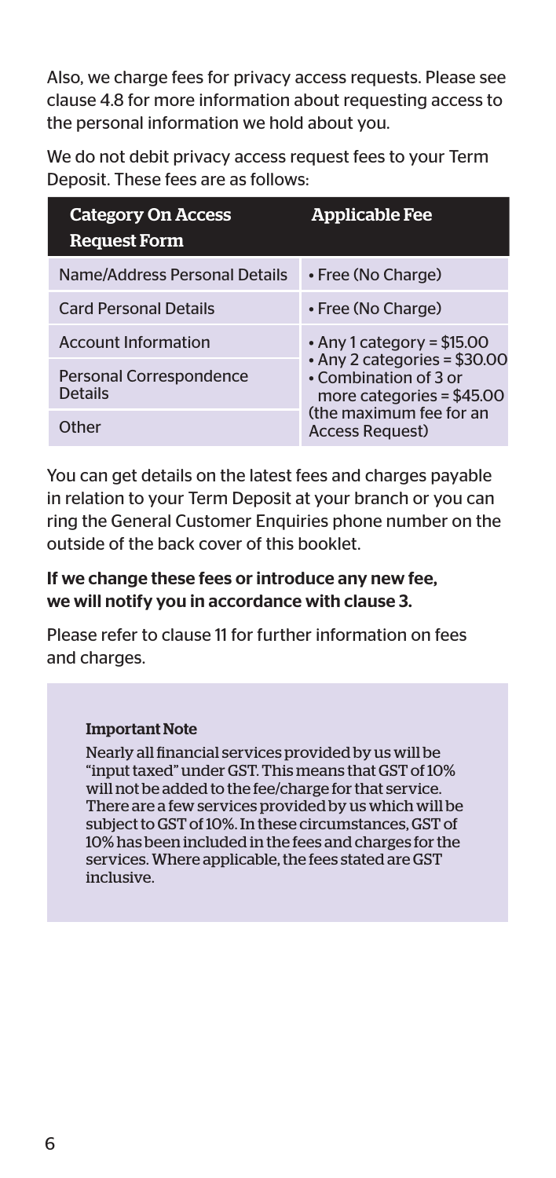Also, we charge fees for privacy access requests. Please see clause 4.8 for more information about requesting access to the personal information we hold about you.

We do not debit privacy access request fees to your Term Deposit. These fees are as follows:

| Category On Access Request Form | Applicable Fee |
| --- | --- |
| Name/Address Personal Details | • Free (No Charge) |
| Card Personal Details | • Free (No Charge) |
| Account Information | • Any 1 category = $15.00<br>• Any 2 categories = $30.00<br>• Combination of 3 or more categories = $45.00 (the maximum fee for an Access Request) |
| Personal Correspondence Details | |
| Other | |

You can get details on the latest fees and charges payable in relation to your Term Deposit at your branch or you can ring the General Customer Enquiries phone number on the outside of the back cover of this booklet.

**If we change these fees or introduce any new fee, we will notify you in accordance with clause 3.**

Please refer to clause 11 for further information on fees and charges.

**Important Note**

Nearly all financial services provided by us will be "input taxed" under GST. This means that GST of 10% will not be added to the fee/charge for that service. There are a few services provided by us which will be subject to GST of 10%. In these circumstances, GST of 10% has been included in the fees and charges for the services. Where applicable, the fees stated are GST inclusive.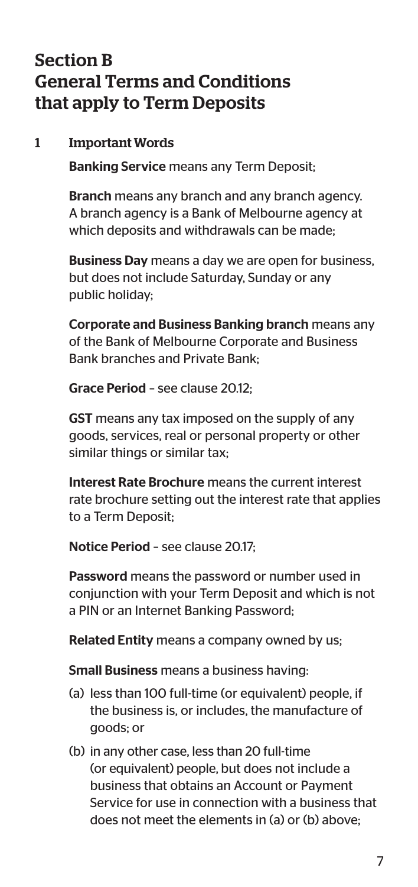# Section B General Terms and Conditions that apply to Term Deposits

## 1 Important Words

**Banking Service** means any Term Deposit;

**Branch** means any branch and any branch agency. A branch agency is a Bank of Melbourne agency at which deposits and withdrawals can be made;

**Business Day** means a day we are open for business, but does not include Saturday, Sunday or any public holiday;

**Corporate and Business Banking branch** means any of the Bank of Melbourne Corporate and Business Bank branches and Private Bank;

**Grace Period** – see clause 20.12;

**GST** means any tax imposed on the supply of any goods, services, real or personal property or other similar things or similar tax;

**Interest Rate Brochure** means the current interest rate brochure setting out the interest rate that applies to a Term Deposit;

**Notice Period** – see clause 20.17;

**Password** means the password or number used in conjunction with your Term Deposit and which is not a PIN or an Internet Banking Password;

**Related Entity** means a company owned by us;

**Small Business** means a business having:

(a) less than 100 full-time (or equivalent) people, if the business is, or includes, the manufacture of goods; or

(b) in any other case, less than 20 full-time (or equivalent) people, but does not include a business that obtains an Account or Payment Service for use in connection with a business that does not meet the elements in (a) or (b) above;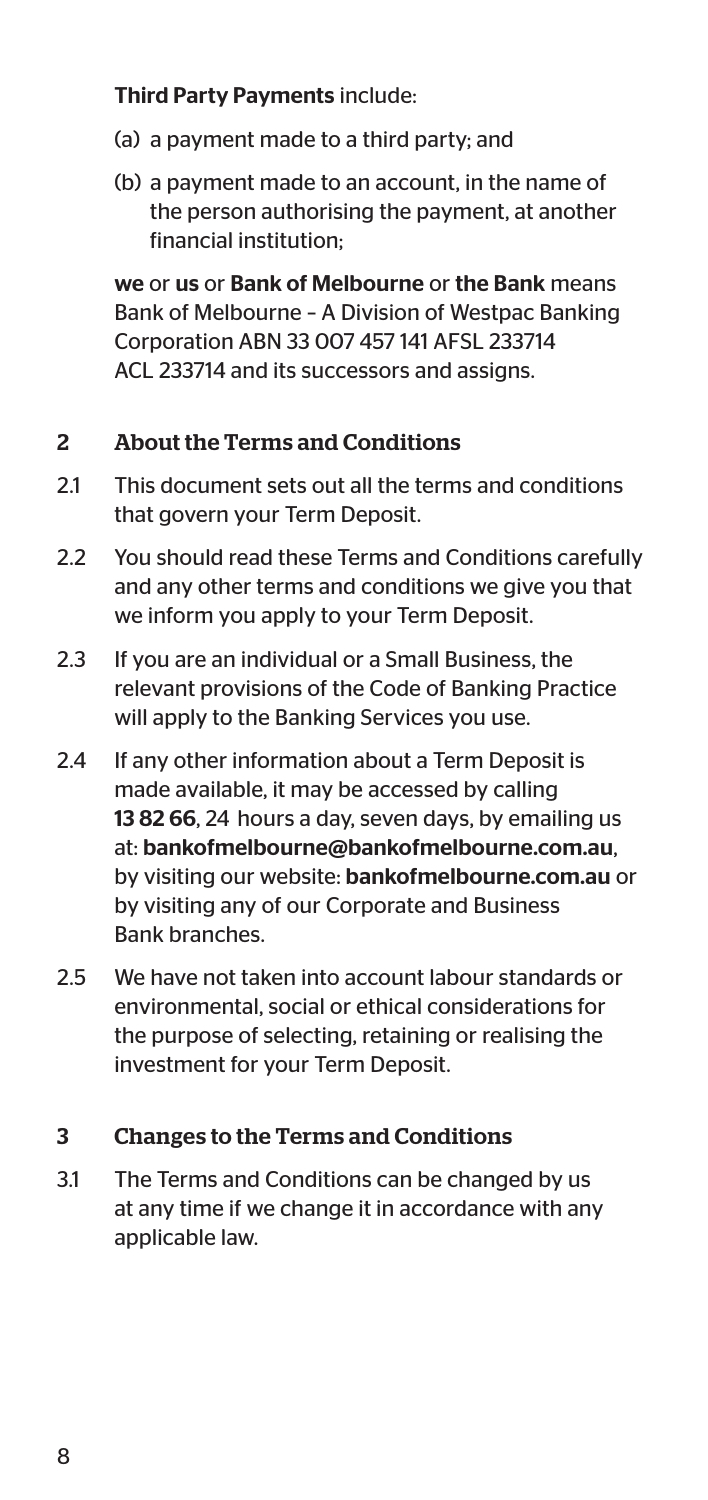**Third Party Payments** include:

(a) a payment made to a third party; and

(b) a payment made to an account, in the name of the person authorising the payment, at another financial institution;

**we** or **us** or **Bank of Melbourne** or **the Bank** means Bank of Melbourne – A Division of Westpac Banking Corporation ABN 33 007 457 141 AFSL 233714 ACL 233714 and its successors and assigns.

## 2 About the Terms and Conditions

2.1 This document sets out all the terms and conditions that govern your Term Deposit.

2.2 You should read these Terms and Conditions carefully and any other terms and conditions we give you that we inform you apply to your Term Deposit.

2.3 If you are an individual or a Small Business, the relevant provisions of the Code of Banking Practice will apply to the Banking Services you use.

2.4 If any other information about a Term Deposit is made available, it may be accessed by calling **13 82 66**, 24 hours a day, seven days, by emailing us at: **bankofmelbourne@bankofmelbourne.com.au**, by visiting our website: **bankofmelbourne.com.au** or by visiting any of our Corporate and Business Bank branches.

2.5 We have not taken into account labour standards or environmental, social or ethical considerations for the purpose of selecting, retaining or realising the investment for your Term Deposit.

## 3 Changes to the Terms and Conditions

3.1 The Terms and Conditions can be changed by us at any time if we change it in accordance with any applicable law.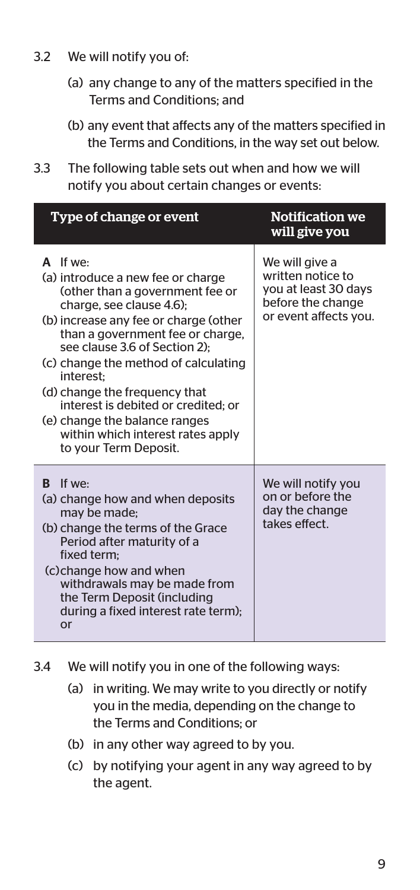3.2 We will notify you of:

(a) any change to any of the matters specified in the Terms and Conditions; and

(b) any event that affects any of the matters specified in the Terms and Conditions, in the way set out below.

3.3 The following table sets out when and how we will notify you about certain changes or events:

| Type of change or event | Notification we will give you |
|---|---|
| **A** If we:<br>(a) introduce a new fee or charge (other than a government fee or charge, see clause 4.6);<br>(b) increase any fee or charge (other than a government fee or charge, see clause 3.6 of Section 2);<br>(c) change the method of calculating interest;<br>(d) change the frequency that interest is debited or credited; or<br>(e) change the balance ranges within which interest rates apply to your Term Deposit. | We will give a written notice to you at least 30 days before the change or event affects you. |
| **B** If we:<br>(a) change how and when deposits may be made;<br>(b) change the terms of the Grace Period after maturity of a fixed term;<br>(c) change how and when withdrawals may be made from the Term Deposit (including during a fixed interest rate term); or | We will notify you on or before the day the change takes effect. |

3.4 We will notify you in one of the following ways:

(a) in writing. We may write to you directly or notify you in the media, depending on the change to the Terms and Conditions; or

(b) in any other way agreed to by you.

(c) by notifying your agent in any way agreed to by the agent.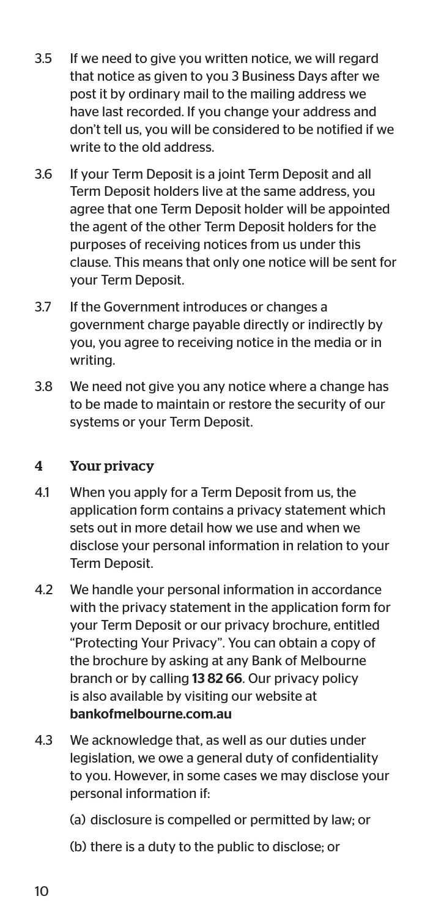3.5 If we need to give you written notice, we will regard that notice as given to you 3 Business Days after we post it by ordinary mail to the mailing address we have last recorded. If you change your address and don't tell us, you will be considered to be notified if we write to the old address.

3.6 If your Term Deposit is a joint Term Deposit and all Term Deposit holders live at the same address, you agree that one Term Deposit holder will be appointed the agent of the other Term Deposit holders for the purposes of receiving notices from us under this clause. This means that only one notice will be sent for your Term Deposit.

3.7 If the Government introduces or changes a government charge payable directly or indirectly by you, you agree to receiving notice in the media or in writing.

3.8 We need not give you any notice where a change has to be made to maintain or restore the security of our systems or your Term Deposit.

## 4 Your privacy

4.1 When you apply for a Term Deposit from us, the application form contains a privacy statement which sets out in more detail how we use and when we disclose your personal information in relation to your Term Deposit.

4.2 We handle your personal information in accordance with the privacy statement in the application form for your Term Deposit or our privacy brochure, entitled "Protecting Your Privacy". You can obtain a copy of the brochure by asking at any Bank of Melbourne branch or by calling **13 82 66**. Our privacy policy is also available by visiting our website at **bankofmelbourne.com.au**

4.3 We acknowledge that, as well as our duties under legislation, we owe a general duty of confidentiality to you. However, in some cases we may disclose your personal information if:

(a) disclosure is compelled or permitted by law; or

(b) there is a duty to the public to disclose; or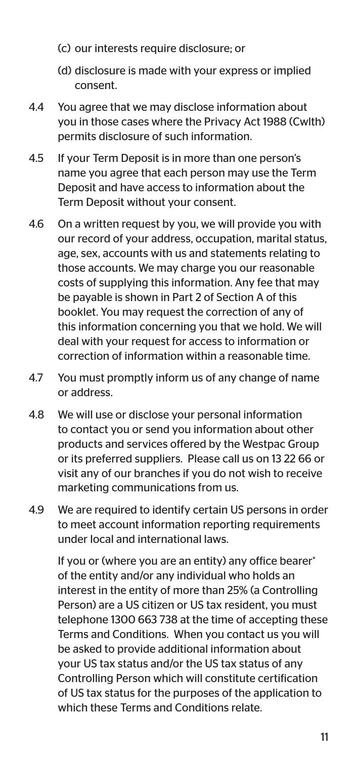(c) our interests require disclosure; or

(d) disclosure is made with your express or implied consent.

4.4 You agree that we may disclose information about you in those cases where the Privacy Act 1988 (Cwlth) permits disclosure of such information.

4.5 If your Term Deposit is in more than one person's name you agree that each person may use the Term Deposit and have access to information about the Term Deposit without your consent.

4.6 On a written request by you, we will provide you with our record of your address, occupation, marital status, age, sex, accounts with us and statements relating to those accounts. We may charge you our reasonable costs of supplying this information. Any fee that may be payable is shown in Part 2 of Section A of this booklet. You may request the correction of any of this information concerning you that we hold. We will deal with your request for access to information or correction of information within a reasonable time.

4.7 You must promptly inform us of any change of name or address.

4.8 We will use or disclose your personal information to contact you or send you information about other products and services offered by the Westpac Group or its preferred suppliers. Please call us on 13 22 66 or visit any of our branches if you do not wish to receive marketing communications from us.

4.9 We are required to identify certain US persons in order to meet account information reporting requirements under local and international laws.

If you or (where you are an entity) any office bearer* of the entity and/or any individual who holds an interest in the entity of more than 25% (a Controlling Person) are a US citizen or US tax resident, you must telephone 1300 663 738 at the time of accepting these Terms and Conditions. When you contact us you will be asked to provide additional information about your US tax status and/or the US tax status of any Controlling Person which will constitute certification of US tax status for the purposes of the application to which these Terms and Conditions relate.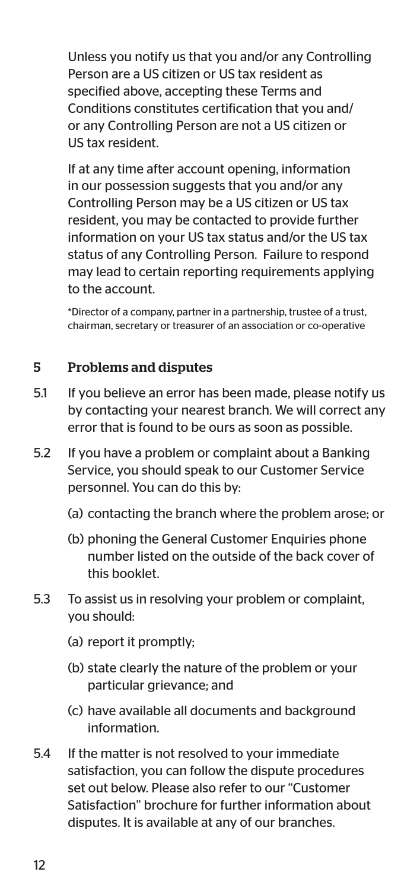Unless you notify us that you and/or any Controlling Person are a US citizen or US tax resident as specified above, accepting these Terms and Conditions constitutes certification that you and/or any Controlling Person are not a US citizen or US tax resident.

If at any time after account opening, information in our possession suggests that you and/or any Controlling Person may be a US citizen or US tax resident, you may be contacted to provide further information on your US tax status and/or the US tax status of any Controlling Person. Failure to respond may lead to certain reporting requirements applying to the account.

*Director of a company, partner in a partnership, trustee of a trust, chairman, secretary or treasurer of an association or co-operative

## 5 Problems and disputes

5.1 If you believe an error has been made, please notify us by contacting your nearest branch. We will correct any error that is found to be ours as soon as possible.

5.2 If you have a problem or complaint about a Banking Service, you should speak to our Customer Service personnel. You can do this by:

(a) contacting the branch where the problem arose; or

(b) phoning the General Customer Enquiries phone number listed on the outside of the back cover of this booklet.

5.3 To assist us in resolving your problem or complaint, you should:

(a) report it promptly;

(b) state clearly the nature of the problem or your particular grievance; and

(c) have available all documents and background information.

5.4 If the matter is not resolved to your immediate satisfaction, you can follow the dispute procedures set out below. Please also refer to our "Customer Satisfaction" brochure for further information about disputes. It is available at any of our branches.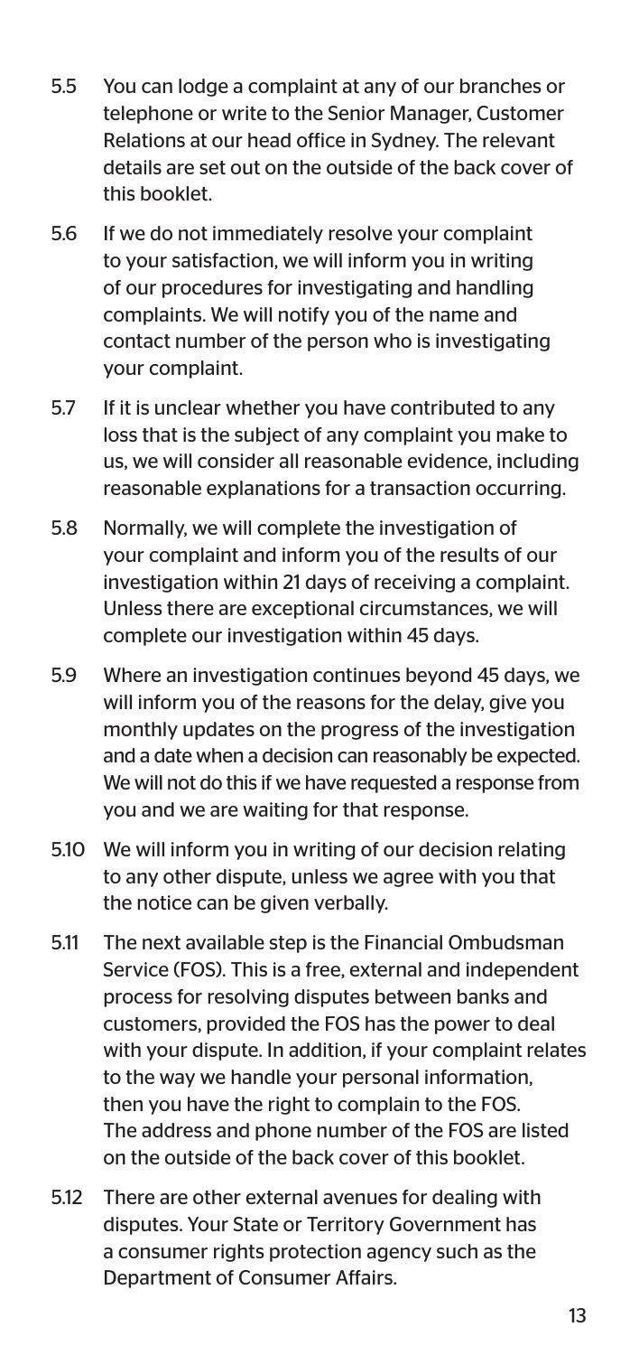5.5 You can lodge a complaint at any of our branches or telephone or write to the Senior Manager, Customer Relations at our head office in Sydney. The relevant details are set out on the outside of the back cover of this booklet.

5.6 If we do not immediately resolve your complaint to your satisfaction, we will inform you in writing of our procedures for investigating and handling complaints. We will notify you of the name and contact number of the person who is investigating your complaint.

5.7 If it is unclear whether you have contributed to any loss that is the subject of any complaint you make to us, we will consider all reasonable evidence, including reasonable explanations for a transaction occurring.

5.8 Normally, we will complete the investigation of your complaint and inform you of the results of our investigation within 21 days of receiving a complaint. Unless there are exceptional circumstances, we will complete our investigation within 45 days.

5.9 Where an investigation continues beyond 45 days, we will inform you of the reasons for the delay, give you monthly updates on the progress of the investigation and a date when a decision can reasonably be expected. We will not do this if we have requested a response from you and we are waiting for that response.

5.10 We will inform you in writing of our decision relating to any other dispute, unless we agree with you that the notice can be given verbally.

5.11 The next available step is the Financial Ombudsman Service (FOS). This is a free, external and independent process for resolving disputes between banks and customers, provided the FOS has the power to deal with your dispute. In addition, if your complaint relates to the way we handle your personal information, then you have the right to complain to the FOS. The address and phone number of the FOS are listed on the outside of the back cover of this booklet.

5.12 There are other external avenues for dealing with disputes. Your State or Territory Government has a consumer rights protection agency such as the Department of Consumer Affairs.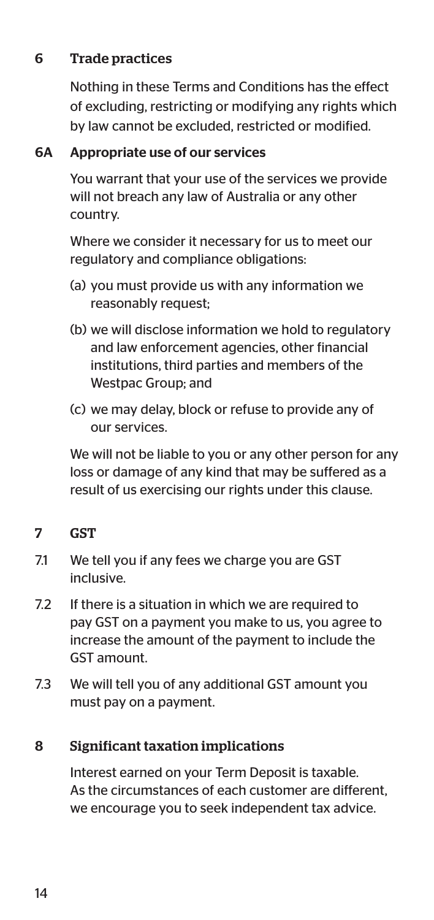## 6 Trade practices

Nothing in these Terms and Conditions has the effect of excluding, restricting or modifying any rights which by law cannot be excluded, restricted or modified.

## 6A Appropriate use of our services

You warrant that your use of the services we provide will not breach any law of Australia or any other country.

Where we consider it necessary for us to meet our regulatory and compliance obligations:

(a) you must provide us with any information we reasonably request;

(b) we will disclose information we hold to regulatory and law enforcement agencies, other financial institutions, third parties and members of the Westpac Group; and

(c) we may delay, block or refuse to provide any of our services.

We will not be liable to you or any other person for any loss or damage of any kind that may be suffered as a result of us exercising our rights under this clause.

## 7 GST

7.1 We tell you if any fees we charge you are GST inclusive.

7.2 If there is a situation in which we are required to pay GST on a payment you make to us, you agree to increase the amount of the payment to include the GST amount.

7.3 We will tell you of any additional GST amount you must pay on a payment.

## 8 Significant taxation implications

Interest earned on your Term Deposit is taxable. As the circumstances of each customer are different, we encourage you to seek independent tax advice.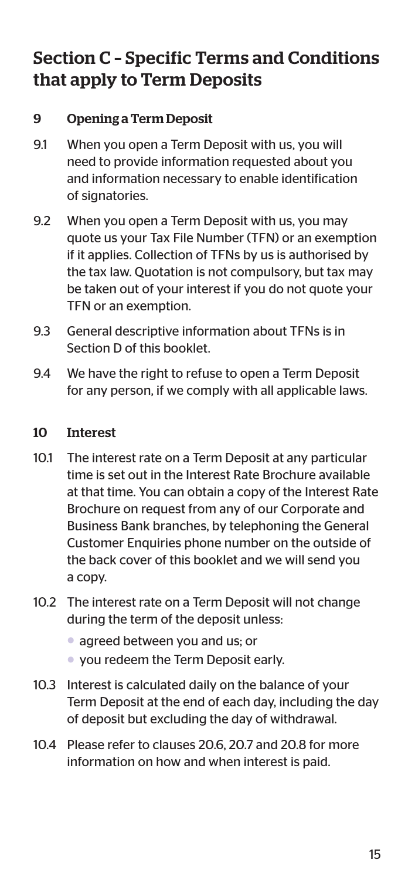## Section C – Specific Terms and Conditions that apply to Term Deposits

### 9 Opening a Term Deposit

9.1 When you open a Term Deposit with us, you will need to provide information requested about you and information necessary to enable identification of signatories.

9.2 When you open a Term Deposit with us, you may quote us your Tax File Number (TFN) or an exemption if it applies. Collection of TFNs by us is authorised by the tax law. Quotation is not compulsory, but tax may be taken out of your interest if you do not quote your TFN or an exemption.

9.3 General descriptive information about TFNs is in Section D of this booklet.

9.4 We have the right to refuse to open a Term Deposit for any person, if we comply with all applicable laws.

### 10 Interest

10.1 The interest rate on a Term Deposit at any particular time is set out in the Interest Rate Brochure available at that time. You can obtain a copy of the Interest Rate Brochure on request from any of our Corporate and Business Bank branches, by telephoning the General Customer Enquiries phone number on the outside of the back cover of this booklet and we will send you a copy.

10.2 The interest rate on a Term Deposit will not change during the term of the deposit unless:

- agreed between you and us; or
- you redeem the Term Deposit early.

10.3 Interest is calculated daily on the balance of your Term Deposit at the end of each day, including the day of deposit but excluding the day of withdrawal.

10.4 Please refer to clauses 20.6, 20.7 and 20.8 for more information on how and when interest is paid.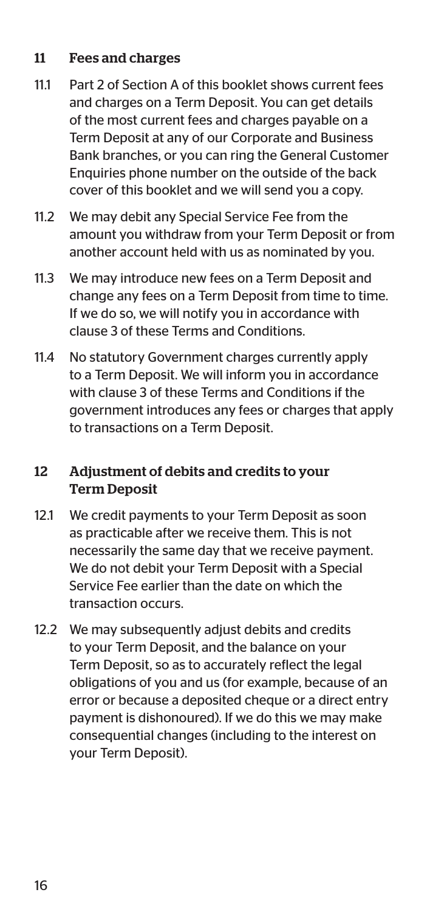## 11 Fees and charges

11.1 Part 2 of Section A of this booklet shows current fees and charges on a Term Deposit. You can get details of the most current fees and charges payable on a Term Deposit at any of our Corporate and Business Bank branches, or you can ring the General Customer Enquiries phone number on the outside of the back cover of this booklet and we will send you a copy.

11.2 We may debit any Special Service Fee from the amount you withdraw from your Term Deposit or from another account held with us as nominated by you.

11.3 We may introduce new fees on a Term Deposit and change any fees on a Term Deposit from time to time. If we do so, we will notify you in accordance with clause 3 of these Terms and Conditions.

11.4 No statutory Government charges currently apply to a Term Deposit. We will inform you in accordance with clause 3 of these Terms and Conditions if the government introduces any fees or charges that apply to transactions on a Term Deposit.

## 12 Adjustment of debits and credits to your Term Deposit

12.1 We credit payments to your Term Deposit as soon as practicable after we receive them. This is not necessarily the same day that we receive payment. We do not debit your Term Deposit with a Special Service Fee earlier than the date on which the transaction occurs.

12.2 We may subsequently adjust debits and credits to your Term Deposit, and the balance on your Term Deposit, so as to accurately reflect the legal obligations of you and us (for example, because of an error or because a deposited cheque or a direct entry payment is dishonoured). If we do this we may make consequential changes (including to the interest on your Term Deposit).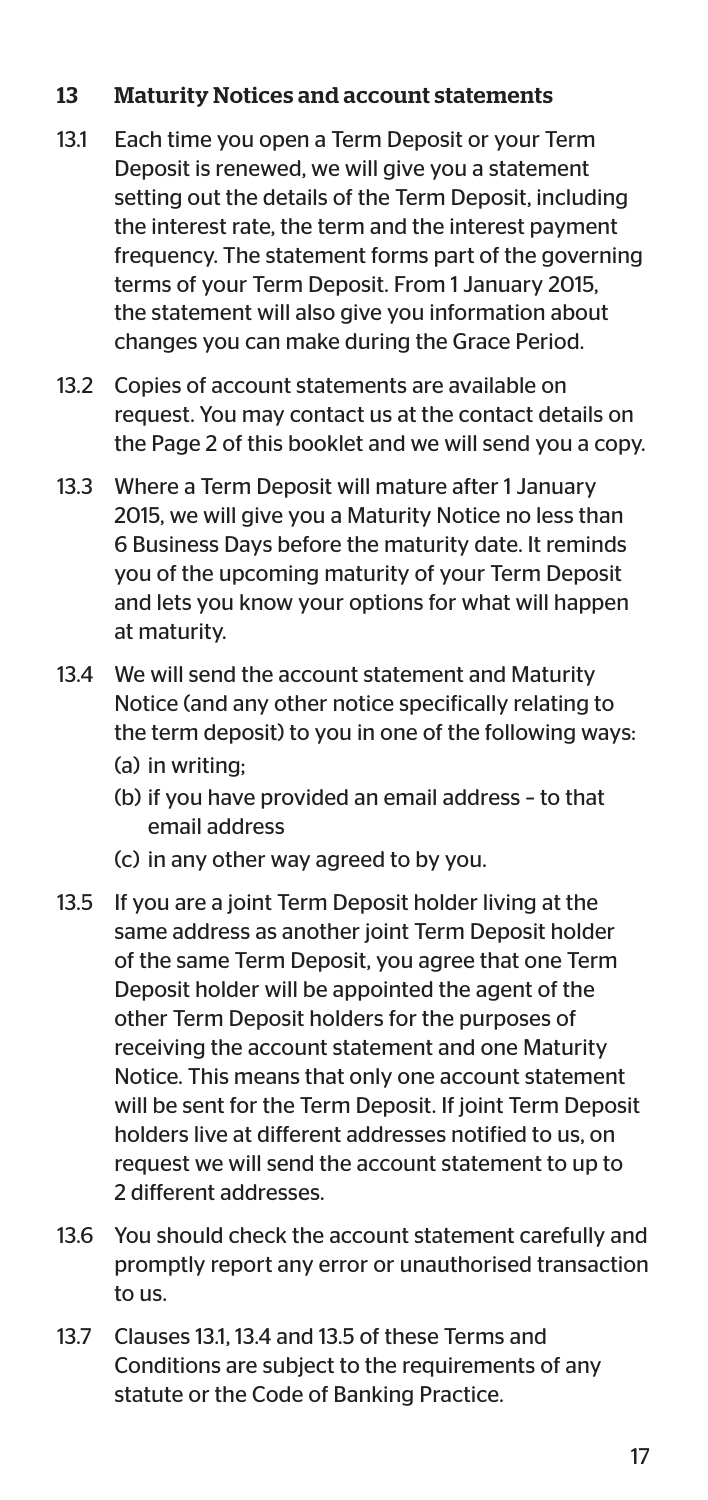## 13 Maturity Notices and account statements

13.1 Each time you open a Term Deposit or your Term Deposit is renewed, we will give you a statement setting out the details of the Term Deposit, including the interest rate, the term and the interest payment frequency. The statement forms part of the governing terms of your Term Deposit. From 1 January 2015, the statement will also give you information about changes you can make during the Grace Period.

13.2 Copies of account statements are available on request. You may contact us at the contact details on the Page 2 of this booklet and we will send you a copy.

13.3 Where a Term Deposit will mature after 1 January 2015, we will give you a Maturity Notice no less than 6 Business Days before the maturity date. It reminds you of the upcoming maturity of your Term Deposit and lets you know your options for what will happen at maturity.

13.4 We will send the account statement and Maturity Notice (and any other notice specifically relating to the term deposit) to you in one of the following ways:

(a) in writing;

(b) if you have provided an email address – to that email address

(c) in any other way agreed to by you.

13.5 If you are a joint Term Deposit holder living at the same address as another joint Term Deposit holder of the same Term Deposit, you agree that one Term Deposit holder will be appointed the agent of the other Term Deposit holders for the purposes of receiving the account statement and one Maturity Notice. This means that only one account statement will be sent for the Term Deposit. If joint Term Deposit holders live at different addresses notified to us, on request we will send the account statement to up to 2 different addresses.

13.6 You should check the account statement carefully and promptly report any error or unauthorised transaction to us.

13.7 Clauses 13.1, 13.4 and 13.5 of these Terms and Conditions are subject to the requirements of any statute or the Code of Banking Practice.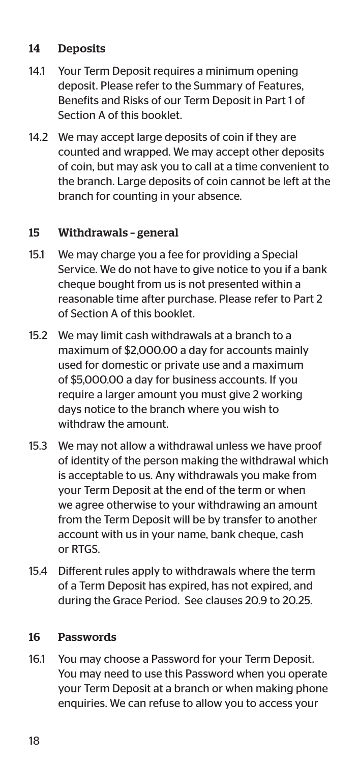## 14 Deposits

14.1 Your Term Deposit requires a minimum opening deposit. Please refer to the Summary of Features, Benefits and Risks of our Term Deposit in Part 1 of Section A of this booklet.

14.2 We may accept large deposits of coin if they are counted and wrapped. We may accept other deposits of coin, but may ask you to call at a time convenient to the branch. Large deposits of coin cannot be left at the branch for counting in your absence.

## 15 Withdrawals – general

15.1 We may charge you a fee for providing a Special Service. We do not have to give notice to you if a bank cheque bought from us is not presented within a reasonable time after purchase. Please refer to Part 2 of Section A of this booklet.

15.2 We may limit cash withdrawals at a branch to a maximum of $2,000.00 a day for accounts mainly used for domestic or private use and a maximum of $5,000.00 a day for business accounts. If you require a larger amount you must give 2 working days notice to the branch where you wish to withdraw the amount.

15.3 We may not allow a withdrawal unless we have proof of identity of the person making the withdrawal which is acceptable to us. Any withdrawals you make from your Term Deposit at the end of the term or when we agree otherwise to your withdrawing an amount from the Term Deposit will be by transfer to another account with us in your name, bank cheque, cash or RTGS.

15.4 Different rules apply to withdrawals where the term of a Term Deposit has expired, has not expired, and during the Grace Period. See clauses 20.9 to 20.25.

## 16 Passwords

16.1 You may choose a Password for your Term Deposit. You may need to use this Password when you operate your Term Deposit at a branch or when making phone enquiries. We can refuse to allow you to access your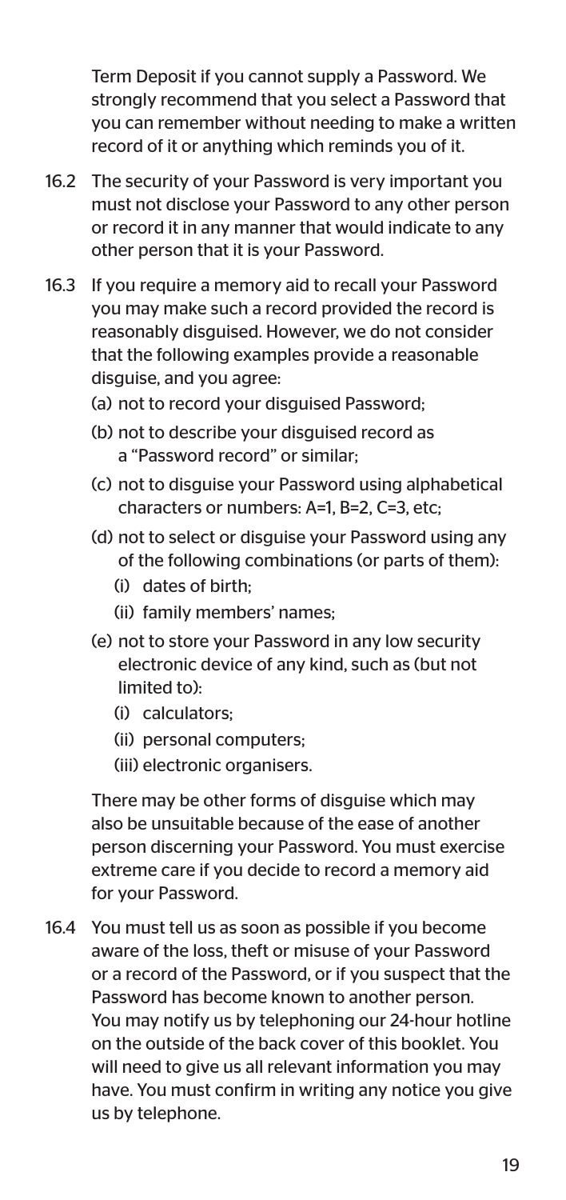Term Deposit if you cannot supply a Password. We strongly recommend that you select a Password that you can remember without needing to make a written record of it or anything which reminds you of it.

16.2 The security of your Password is very important you must not disclose your Password to any other person or record it in any manner that would indicate to any other person that it is your Password.

16.3 If you require a memory aid to recall your Password you may make such a record provided the record is reasonably disguised. However, we do not consider that the following examples provide a reasonable disguise, and you agree:

- (a) not to record your disguised Password;
- (b) not to describe your disguised record as a "Password record" or similar;
- (c) not to disguise your Password using alphabetical characters or numbers: A=1, B=2, C=3, etc;
- (d) not to select or disguise your Password using any of the following combinations (or parts of them):
  - (i) dates of birth;
  - (ii) family members' names;
- (e) not to store your Password in any low security electronic device of any kind, such as (but not limited to):
  - (i) calculators;
  - (ii) personal computers;
  - (iii) electronic organisers.

There may be other forms of disguise which may also be unsuitable because of the ease of another person discerning your Password. You must exercise extreme care if you decide to record a memory aid for your Password.

16.4 You must tell us as soon as possible if you become aware of the loss, theft or misuse of your Password or a record of the Password, or if you suspect that the Password has become known to another person. You may notify us by telephoning our 24-hour hotline on the outside of the back cover of this booklet. You will need to give us all relevant information you may have. You must confirm in writing any notice you give us by telephone.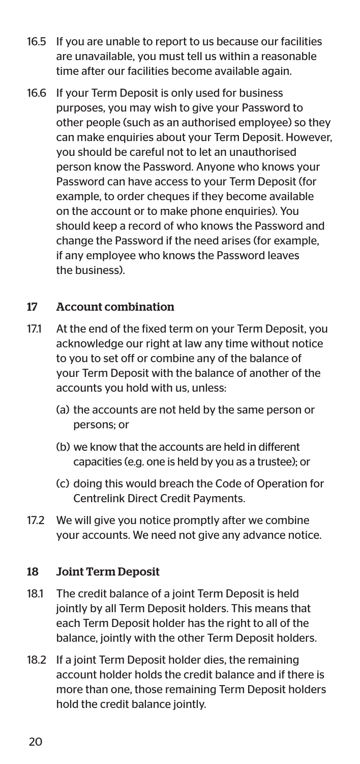16.5 If you are unable to report to us because our facilities are unavailable, you must tell us within a reasonable time after our facilities become available again.

16.6 If your Term Deposit is only used for business purposes, you may wish to give your Password to other people (such as an authorised employee) so they can make enquiries about your Term Deposit. However, you should be careful not to let an unauthorised person know the Password. Anyone who knows your Password can have access to your Term Deposit (for example, to order cheques if they become available on the account or to make phone enquiries). You should keep a record of who knows the Password and change the Password if the need arises (for example, if any employee who knows the Password leaves the business).

## 17 Account combination

17.1 At the end of the fixed term on your Term Deposit, you acknowledge our right at law any time without notice to you to set off or combine any of the balance of your Term Deposit with the balance of another of the accounts you hold with us, unless:

(a) the accounts are not held by the same person or persons; or

(b) we know that the accounts are held in different capacities (e.g. one is held by you as a trustee); or

(c) doing this would breach the Code of Operation for Centrelink Direct Credit Payments.

17.2 We will give you notice promptly after we combine your accounts. We need not give any advance notice.

## 18 Joint Term Deposit

18.1 The credit balance of a joint Term Deposit is held jointly by all Term Deposit holders. This means that each Term Deposit holder has the right to all of the balance, jointly with the other Term Deposit holders.

18.2 If a joint Term Deposit holder dies, the remaining account holder holds the credit balance and if there is more than one, those remaining Term Deposit holders hold the credit balance jointly.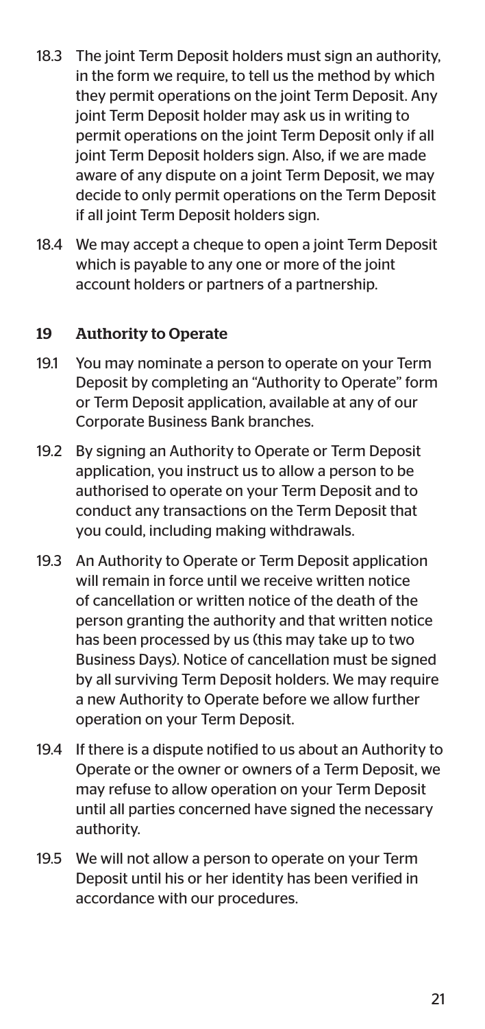18.3 The joint Term Deposit holders must sign an authority, in the form we require, to tell us the method by which they permit operations on the joint Term Deposit. Any joint Term Deposit holder may ask us in writing to permit operations on the joint Term Deposit only if all joint Term Deposit holders sign. Also, if we are made aware of any dispute on a joint Term Deposit, we may decide to only permit operations on the Term Deposit if all joint Term Deposit holders sign.

18.4 We may accept a cheque to open a joint Term Deposit which is payable to any one or more of the joint account holders or partners of a partnership.

## 19 Authority to Operate

19.1 You may nominate a person to operate on your Term Deposit by completing an "Authority to Operate" form or Term Deposit application, available at any of our Corporate Business Bank branches.

19.2 By signing an Authority to Operate or Term Deposit application, you instruct us to allow a person to be authorised to operate on your Term Deposit and to conduct any transactions on the Term Deposit that you could, including making withdrawals.

19.3 An Authority to Operate or Term Deposit application will remain in force until we receive written notice of cancellation or written notice of the death of the person granting the authority and that written notice has been processed by us (this may take up to two Business Days). Notice of cancellation must be signed by all surviving Term Deposit holders. We may require a new Authority to Operate before we allow further operation on your Term Deposit.

19.4 If there is a dispute notified to us about an Authority to Operate or the owner or owners of a Term Deposit, we may refuse to allow operation on your Term Deposit until all parties concerned have signed the necessary authority.

19.5 We will not allow a person to operate on your Term Deposit until his or her identity has been verified in accordance with our procedures.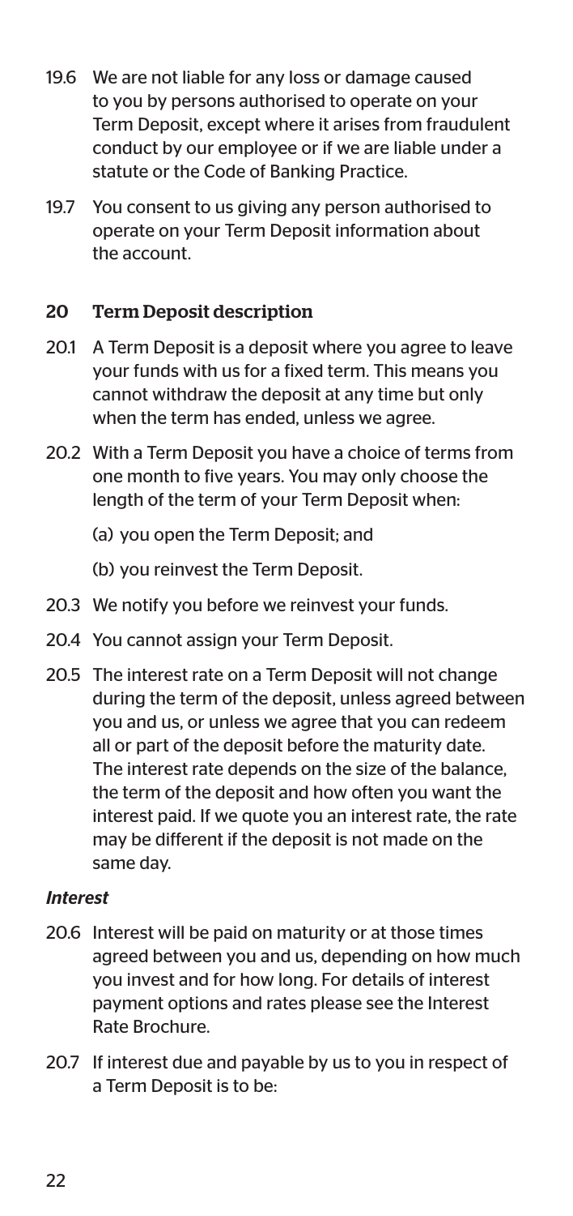19.6 We are not liable for any loss or damage caused to you by persons authorised to operate on your Term Deposit, except where it arises from fraudulent conduct by our employee or if we are liable under a statute or the Code of Banking Practice.

19.7 You consent to us giving any person authorised to operate on your Term Deposit information about the account.

## 20 Term Deposit description

20.1 A Term Deposit is a deposit where you agree to leave your funds with us for a fixed term. This means you cannot withdraw the deposit at any time but only when the term has ended, unless we agree.

20.2 With a Term Deposit you have a choice of terms from one month to five years. You may only choose the length of the term of your Term Deposit when:

(a) you open the Term Deposit; and

(b) you reinvest the Term Deposit.

20.3 We notify you before we reinvest your funds.

20.4 You cannot assign your Term Deposit.

20.5 The interest rate on a Term Deposit will not change during the term of the deposit, unless agreed between you and us, or unless we agree that you can redeem all or part of the deposit before the maturity date. The interest rate depends on the size of the balance, the term of the deposit and how often you want the interest paid. If we quote you an interest rate, the rate may be different if the deposit is not made on the same day.

### *Interest*

20.6 Interest will be paid on maturity or at those times agreed between you and us, depending on how much you invest and for how long. For details of interest payment options and rates please see the Interest Rate Brochure.

20.7 If interest due and payable by us to you in respect of a Term Deposit is to be: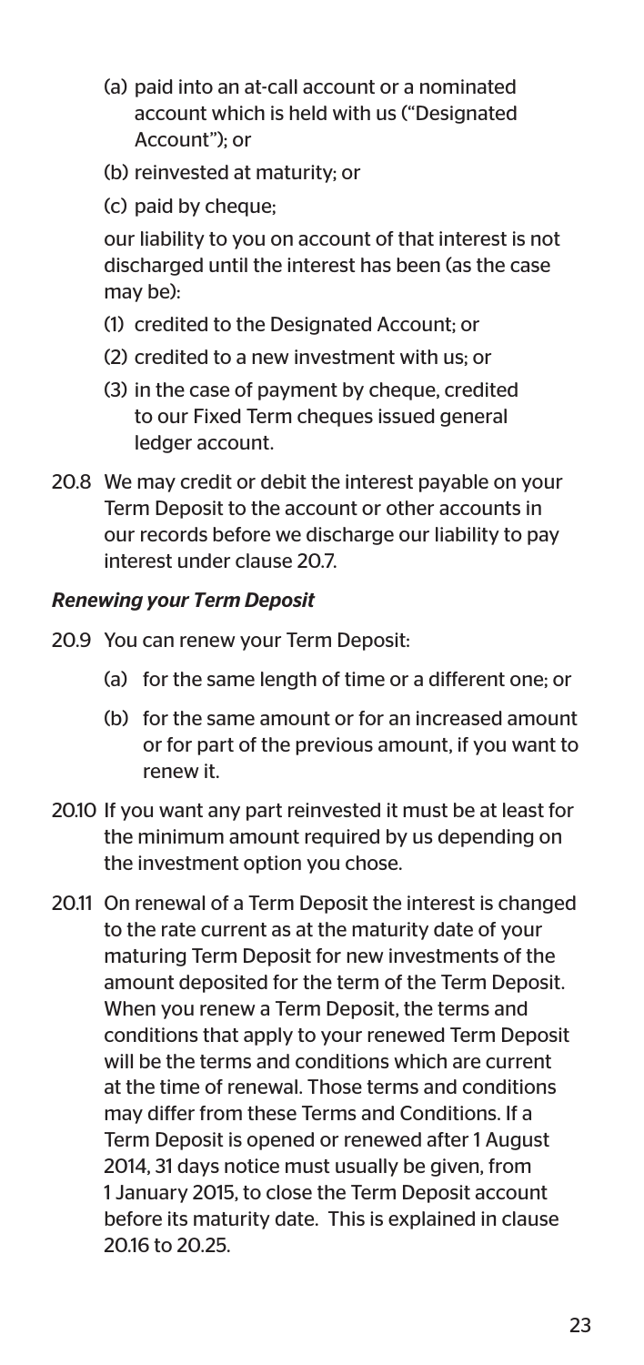(a) paid into an at-call account or a nominated account which is held with us ("Designated Account"); or

(b) reinvested at maturity; or

(c) paid by cheque;

our liability to you on account of that interest is not discharged until the interest has been (as the case may be):

(1) credited to the Designated Account; or

(2) credited to a new investment with us; or

(3) in the case of payment by cheque, credited to our Fixed Term cheques issued general ledger account.

20.8 We may credit or debit the interest payable on your Term Deposit to the account or other accounts in our records before we discharge our liability to pay interest under clause 20.7.

***Renewing your Term Deposit***

20.9 You can renew your Term Deposit:

(a) for the same length of time or a different one; or

(b) for the same amount or for an increased amount or for part of the previous amount, if you want to renew it.

20.10 If you want any part reinvested it must be at least for the minimum amount required by us depending on the investment option you chose.

20.11 On renewal of a Term Deposit the interest is changed to the rate current as at the maturity date of your maturing Term Deposit for new investments of the amount deposited for the term of the Term Deposit. When you renew a Term Deposit, the terms and conditions that apply to your renewed Term Deposit will be the terms and conditions which are current at the time of renewal. Those terms and conditions may differ from these Terms and Conditions. If a Term Deposit is opened or renewed after 1 August 2014, 31 days notice must usually be given, from 1 January 2015, to close the Term Deposit account before its maturity date. This is explained in clause 20.16 to 20.25.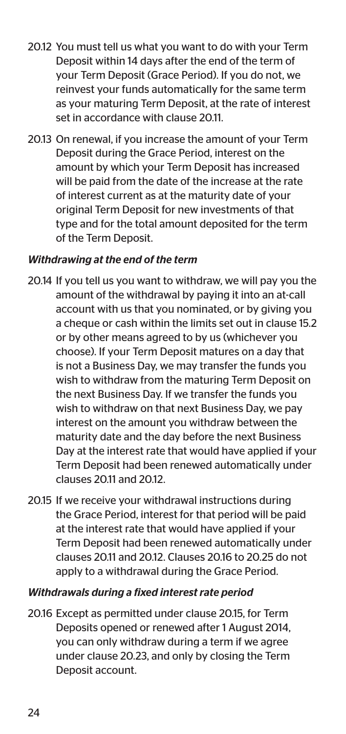20.12 You must tell us what you want to do with your Term Deposit within 14 days after the end of the term of your Term Deposit (Grace Period). If you do not, we reinvest your funds automatically for the same term as your maturing Term Deposit, at the rate of interest set in accordance with clause 20.11.

20.13 On renewal, if you increase the amount of your Term Deposit during the Grace Period, interest on the amount by which your Term Deposit has increased will be paid from the date of the increase at the rate of interest current as at the maturity date of your original Term Deposit for new investments of that type and for the total amount deposited for the term of the Term Deposit.

*Withdrawing at the end of the term*

20.14 If you tell us you want to withdraw, we will pay you the amount of the withdrawal by paying it into an at-call account with us that you nominated, or by giving you a cheque or cash within the limits set out in clause 15.2 or by other means agreed to by us (whichever you choose). If your Term Deposit matures on a day that is not a Business Day, we may transfer the funds you wish to withdraw from the maturing Term Deposit on the next Business Day. If we transfer the funds you wish to withdraw on that next Business Day, we pay interest on the amount you withdraw between the maturity date and the day before the next Business Day at the interest rate that would have applied if your Term Deposit had been renewed automatically under clauses 20.11 and 20.12.

20.15 If we receive your withdrawal instructions during the Grace Period, interest for that period will be paid at the interest rate that would have applied if your Term Deposit had been renewed automatically under clauses 20.11 and 20.12. Clauses 20.16 to 20.25 do not apply to a withdrawal during the Grace Period.

*Withdrawals during a fixed interest rate period*

20.16 Except as permitted under clause 20.15, for Term Deposits opened or renewed after 1 August 2014, you can only withdraw during a term if we agree under clause 20.23, and only by closing the Term Deposit account.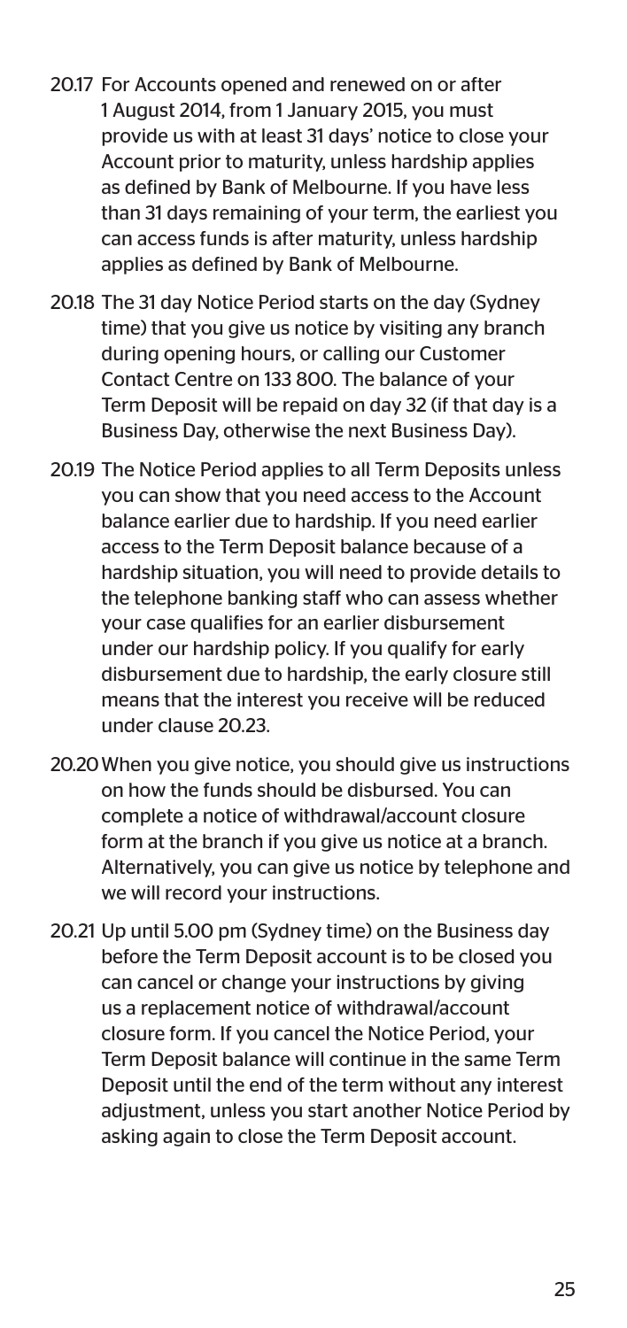20.17 For Accounts opened and renewed on or after 1 August 2014, from 1 January 2015, you must provide us with at least 31 days' notice to close your Account prior to maturity, unless hardship applies as defined by Bank of Melbourne. If you have less than 31 days remaining of your term, the earliest you can access funds is after maturity, unless hardship applies as defined by Bank of Melbourne.

20.18 The 31 day Notice Period starts on the day (Sydney time) that you give us notice by visiting any branch during opening hours, or calling our Customer Contact Centre on 133 800. The balance of your Term Deposit will be repaid on day 32 (if that day is a Business Day, otherwise the next Business Day).

20.19 The Notice Period applies to all Term Deposits unless you can show that you need access to the Account balance earlier due to hardship. If you need earlier access to the Term Deposit balance because of a hardship situation, you will need to provide details to the telephone banking staff who can assess whether your case qualifies for an earlier disbursement under our hardship policy. If you qualify for early disbursement due to hardship, the early closure still means that the interest you receive will be reduced under clause 20.23.

20.20 When you give notice, you should give us instructions on how the funds should be disbursed. You can complete a notice of withdrawal/account closure form at the branch if you give us notice at a branch. Alternatively, you can give us notice by telephone and we will record your instructions.

20.21 Up until 5.00 pm (Sydney time) on the Business day before the Term Deposit account is to be closed you can cancel or change your instructions by giving us a replacement notice of withdrawal/account closure form. If you cancel the Notice Period, your Term Deposit balance will continue in the same Term Deposit until the end of the term without any interest adjustment, unless you start another Notice Period by asking again to close the Term Deposit account.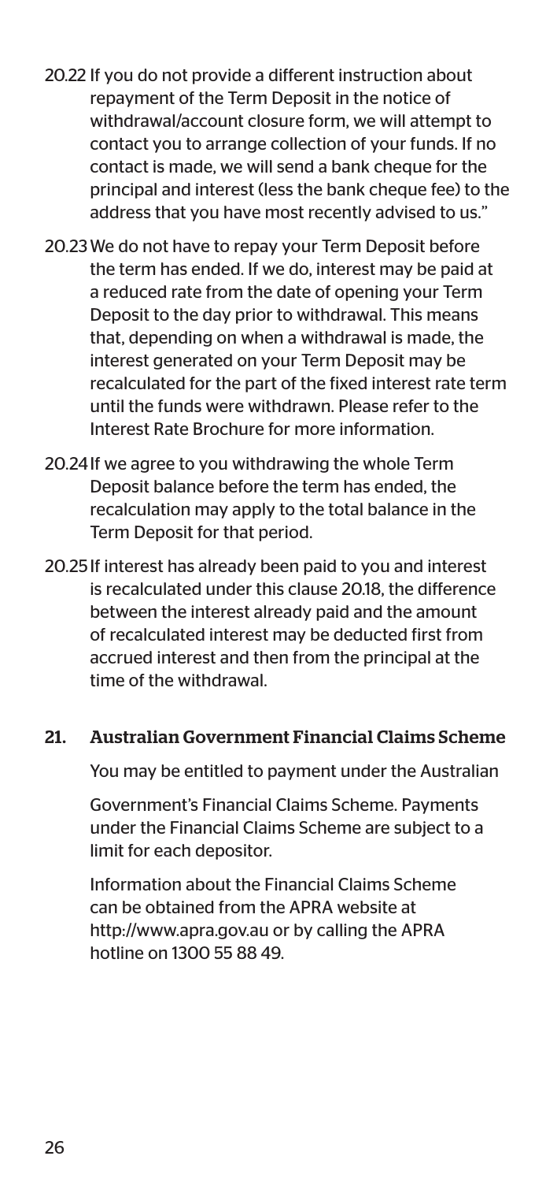20.22 If you do not provide a different instruction about repayment of the Term Deposit in the notice of withdrawal/account closure form, we will attempt to contact you to arrange collection of your funds. If no contact is made, we will send a bank cheque for the principal and interest (less the bank cheque fee) to the address that you have most recently advised to us."

20.23 We do not have to repay your Term Deposit before the term has ended. If we do, interest may be paid at a reduced rate from the date of opening your Term Deposit to the day prior to withdrawal. This means that, depending on when a withdrawal is made, the interest generated on your Term Deposit may be recalculated for the part of the fixed interest rate term until the funds were withdrawn. Please refer to the Interest Rate Brochure for more information.

20.24 If we agree to you withdrawing the whole Term Deposit balance before the term has ended, the recalculation may apply to the total balance in the Term Deposit for that period.

20.25 If interest has already been paid to you and interest is recalculated under this clause 20.18, the difference between the interest already paid and the amount of recalculated interest may be deducted first from accrued interest and then from the principal at the time of the withdrawal.

## 21. Australian Government Financial Claims Scheme

You may be entitled to payment under the Australian

Government's Financial Claims Scheme. Payments under the Financial Claims Scheme are subject to a limit for each depositor.

Information about the Financial Claims Scheme can be obtained from the APRA website at http://www.apra.gov.au or by calling the APRA hotline on 1300 55 88 49.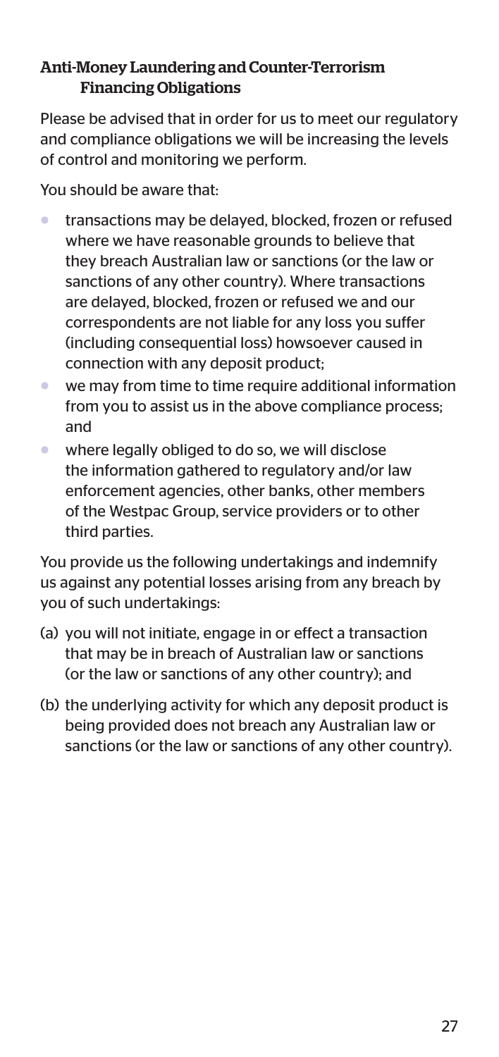## Anti-Money Laundering and Counter-Terrorism Financing Obligations

Please be advised that in order for us to meet our regulatory and compliance obligations we will be increasing the levels of control and monitoring we perform.

You should be aware that:

- transactions may be delayed, blocked, frozen or refused where we have reasonable grounds to believe that they breach Australian law or sanctions (or the law or sanctions of any other country). Where transactions are delayed, blocked, frozen or refused we and our correspondents are not liable for any loss you suffer (including consequential loss) howsoever caused in connection with any deposit product;
- we may from time to time require additional information from you to assist us in the above compliance process; and
- where legally obliged to do so, we will disclose the information gathered to regulatory and/or law enforcement agencies, other banks, other members of the Westpac Group, service providers or to other third parties.

You provide us the following undertakings and indemnify us against any potential losses arising from any breach by you of such undertakings:

(a) you will not initiate, engage in or effect a transaction that may be in breach of Australian law or sanctions (or the law or sanctions of any other country); and

(b) the underlying activity for which any deposit product is being provided does not breach any Australian law or sanctions (or the law or sanctions of any other country).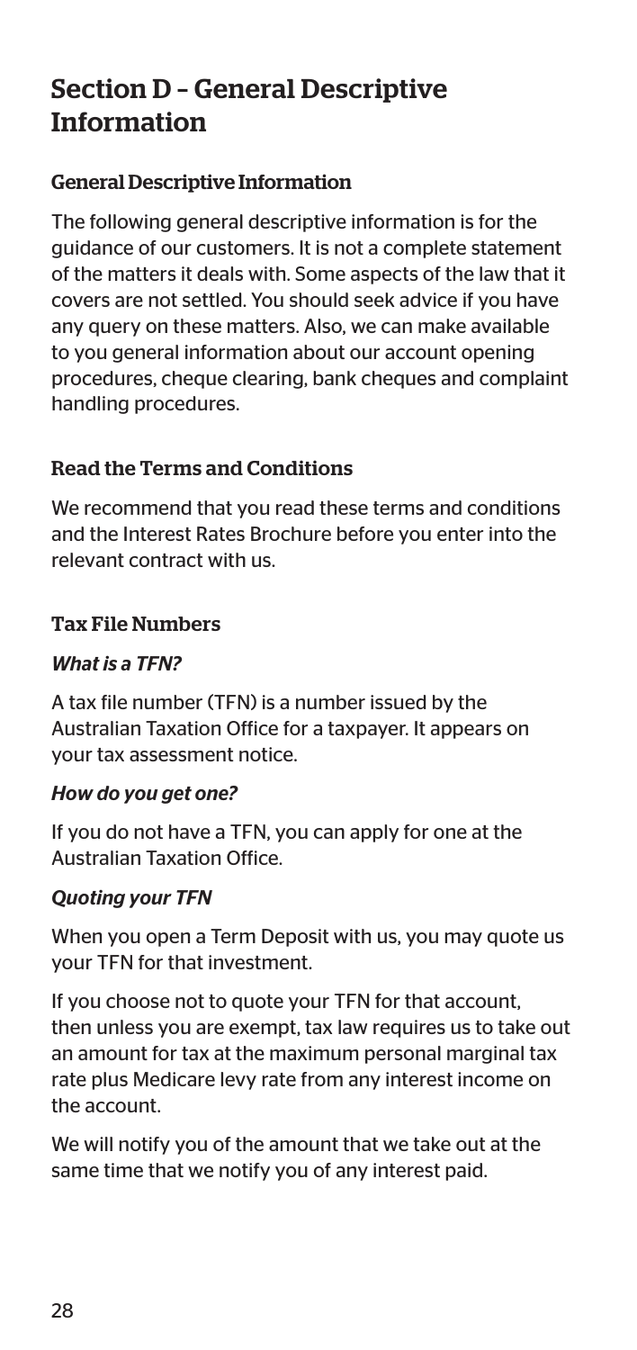# Section D – General Descriptive Information

### General Descriptive Information

The following general descriptive information is for the guidance of our customers. It is not a complete statement of the matters it deals with. Some aspects of the law that it covers are not settled. You should seek advice if you have any query on these matters. Also, we can make available to you general information about our account opening procedures, cheque clearing, bank cheques and complaint handling procedures.

### Read the Terms and Conditions

We recommend that you read these terms and conditions and the Interest Rates Brochure before you enter into the relevant contract with us.

### Tax File Numbers

#### *What is a TFN?*

A tax file number (TFN) is a number issued by the Australian Taxation Office for a taxpayer. It appears on your tax assessment notice.

#### *How do you get one?*

If you do not have a TFN, you can apply for one at the Australian Taxation Office.

#### *Quoting your TFN*

When you open a Term Deposit with us, you may quote us your TFN for that investment.

If you choose not to quote your TFN for that account, then unless you are exempt, tax law requires us to take out an amount for tax at the maximum personal marginal tax rate plus Medicare levy rate from any interest income on the account.

We will notify you of the amount that we take out at the same time that we notify you of any interest paid.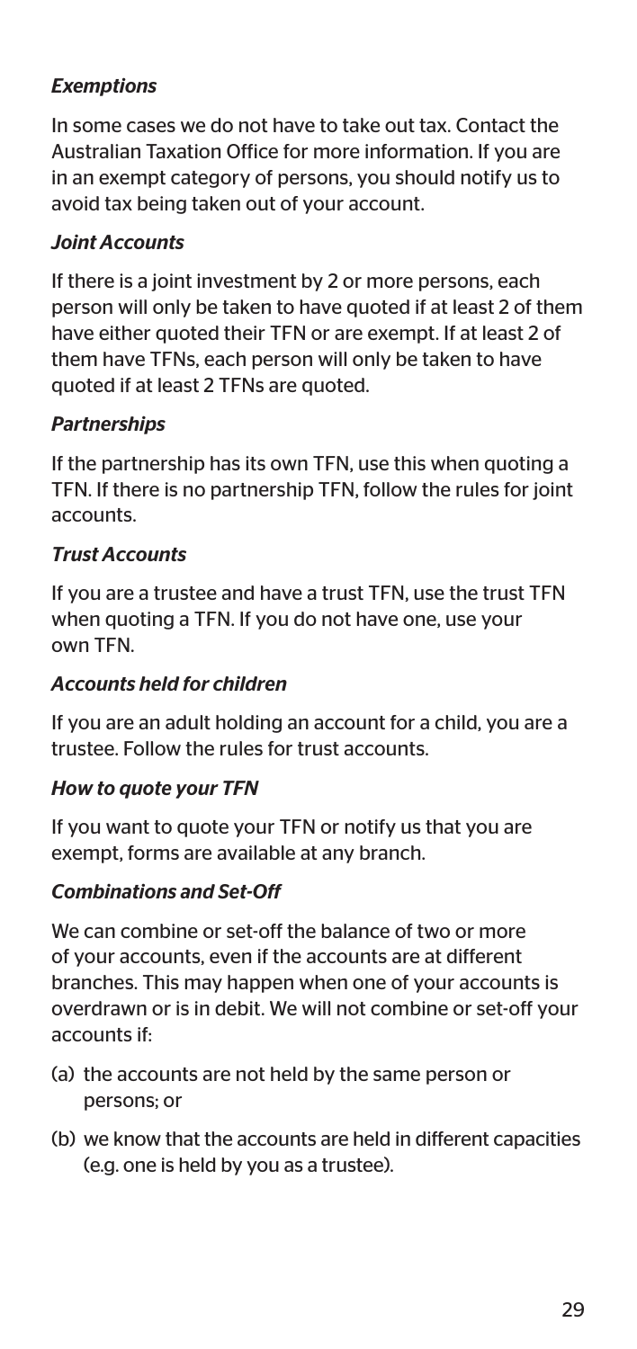### *Exemptions*

In some cases we do not have to take out tax. Contact the Australian Taxation Office for more information. If you are in an exempt category of persons, you should notify us to avoid tax being taken out of your account.

### *Joint Accounts*

If there is a joint investment by 2 or more persons, each person will only be taken to have quoted if at least 2 of them have either quoted their TFN or are exempt. If at least 2 of them have TFNs, each person will only be taken to have quoted if at least 2 TFNs are quoted.

### *Partnerships*

If the partnership has its own TFN, use this when quoting a TFN. If there is no partnership TFN, follow the rules for joint accounts.

### *Trust Accounts*

If you are a trustee and have a trust TFN, use the trust TFN when quoting a TFN. If you do not have one, use your own TFN.

### *Accounts held for children*

If you are an adult holding an account for a child, you are a trustee. Follow the rules for trust accounts.

### *How to quote your TFN*

If you want to quote your TFN or notify us that you are exempt, forms are available at any branch.

### *Combinations and Set-Off*

We can combine or set-off the balance of two or more of your accounts, even if the accounts are at different branches. This may happen when one of your accounts is overdrawn or is in debit. We will not combine or set-off your accounts if:

(a) the accounts are not held by the same person or persons; or

(b) we know that the accounts are held in different capacities (e.g. one is held by you as a trustee).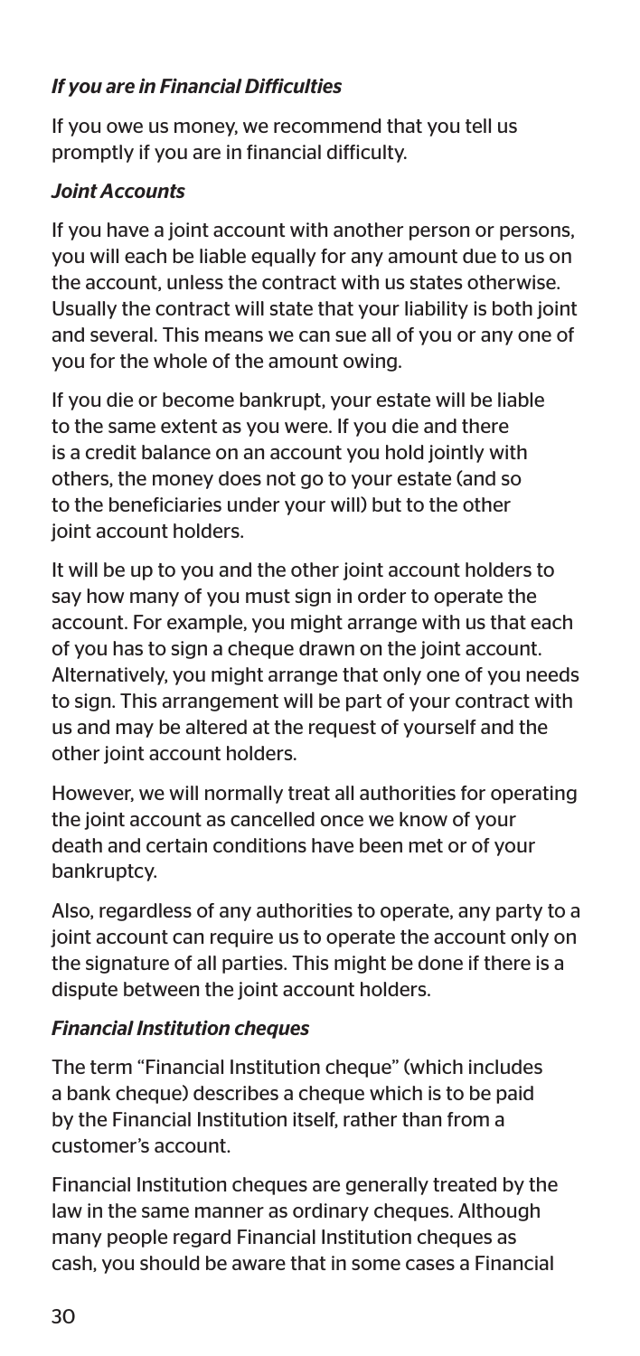### *If you are in Financial Difficulties*

If you owe us money, we recommend that you tell us promptly if you are in financial difficulty.

### *Joint Accounts*

If you have a joint account with another person or persons, you will each be liable equally for any amount due to us on the account, unless the contract with us states otherwise. Usually the contract will state that your liability is both joint and several. This means we can sue all of you or any one of you for the whole of the amount owing.

If you die or become bankrupt, your estate will be liable to the same extent as you were. If you die and there is a credit balance on an account you hold jointly with others, the money does not go to your estate (and so to the beneficiaries under your will) but to the other joint account holders.

It will be up to you and the other joint account holders to say how many of you must sign in order to operate the account. For example, you might arrange with us that each of you has to sign a cheque drawn on the joint account. Alternatively, you might arrange that only one of you needs to sign. This arrangement will be part of your contract with us and may be altered at the request of yourself and the other joint account holders.

However, we will normally treat all authorities for operating the joint account as cancelled once we know of your death and certain conditions have been met or of your bankruptcy.

Also, regardless of any authorities to operate, any party to a joint account can require us to operate the account only on the signature of all parties. This might be done if there is a dispute between the joint account holders.

### *Financial Institution cheques*

The term "Financial Institution cheque" (which includes a bank cheque) describes a cheque which is to be paid by the Financial Institution itself, rather than from a customer's account.

Financial Institution cheques are generally treated by the law in the same manner as ordinary cheques. Although many people regard Financial Institution cheques as cash, you should be aware that in some cases a Financial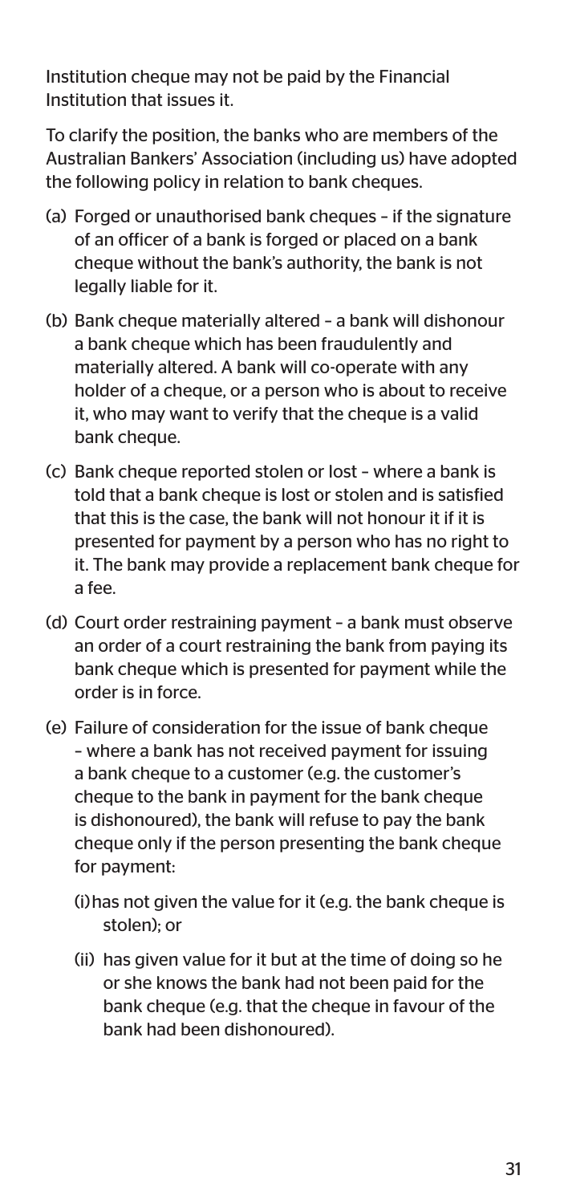Institution cheque may not be paid by the Financial Institution that issues it.

To clarify the position, the banks who are members of the Australian Bankers' Association (including us) have adopted the following policy in relation to bank cheques.

(a) Forged or unauthorised bank cheques – if the signature of an officer of a bank is forged or placed on a bank cheque without the bank's authority, the bank is not legally liable for it.

(b) Bank cheque materially altered – a bank will dishonour a bank cheque which has been fraudulently and materially altered. A bank will co-operate with any holder of a cheque, or a person who is about to receive it, who may want to verify that the cheque is a valid bank cheque.

(c) Bank cheque reported stolen or lost – where a bank is told that a bank cheque is lost or stolen and is satisfied that this is the case, the bank will not honour it if it is presented for payment by a person who has no right to it. The bank may provide a replacement bank cheque for a fee.

(d) Court order restraining payment – a bank must observe an order of a court restraining the bank from paying its bank cheque which is presented for payment while the order is in force.

(e) Failure of consideration for the issue of bank cheque – where a bank has not received payment for issuing a bank cheque to a customer (e.g. the customer's cheque to the bank in payment for the bank cheque is dishonoured), the bank will refuse to pay the bank cheque only if the person presenting the bank cheque for payment:

   (i) has not given the value for it (e.g. the bank cheque is stolen); or

   (ii) has given value for it but at the time of doing so he or she knows the bank had not been paid for the bank cheque (e.g. that the cheque in favour of the bank had been dishonoured).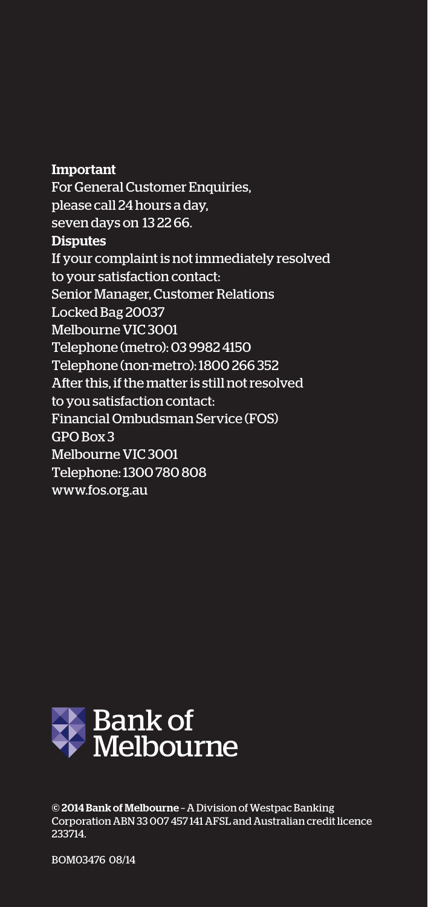**Important**

For General Customer Enquiries,
please call 24 hours a day,
seven days on 13 22 66.

**Disputes**

If your complaint is not immediately resolved to your satisfaction contact:

Senior Manager, Customer Relations
Locked Bag 20037
Melbourne VIC 3001
Telephone (metro): 03 9982 4150
Telephone (non-metro): 1800 266 352

After this, if the matter is still not resolved to you satisfaction contact:

Financial Ombudsman Service (FOS)
GPO Box 3
Melbourne VIC 3001
Telephone: 1300 780 808
www.fos.org.au

Bank of Melbourne

**© 2014 Bank of Melbourne** – A Division of Westpac Banking Corporation ABN 33 007 457 141 AFSL and Australian credit licence 233714.

BOM03476 08/14